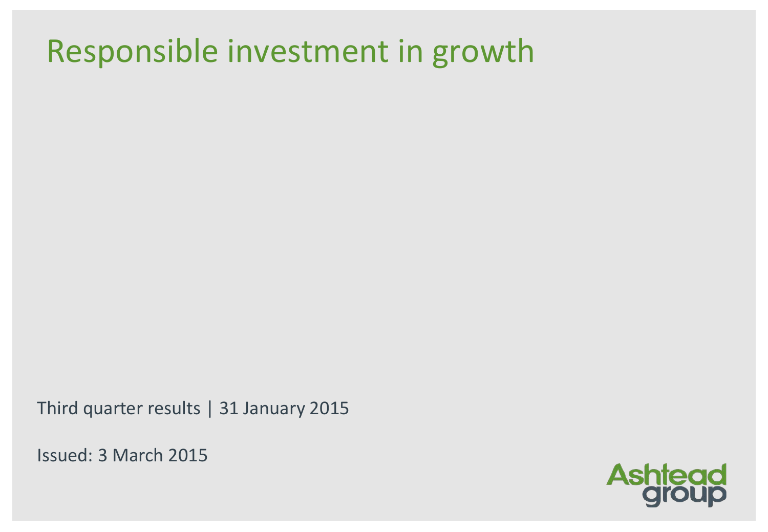# Responsible investment in growth

Third quarter results | 31 January 2015

Issued: 3 March 2015

Ashtead group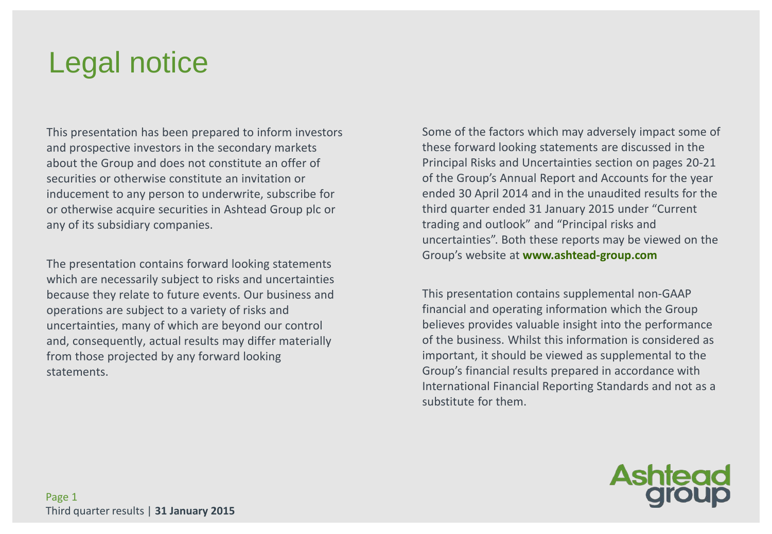# Legal notice

This presentation has been prepared to inform investors and prospective investors in the secondary markets about the Group and does not constitute an offer of securities or otherwise constitute an invitation or inducement to any person to underwrite, subscribe for or otherwise acquire securities in Ashtead Group plc or any of its subsidiary companies.

The presentation contains forward looking statements which are necessarily subject to risks and uncertainties because they relate to future events. Our business and operations are subject to a variety of risks and uncertainties, many of which are beyond our control and, consequently, actual results may differ materially from those projected by any forward looking statements.

Some of the factors which may adversely impact some of these forward looking statements are discussed in the Principal Risks and Uncertainties section on pages 20-21 of the Group's Annual Report and Accounts for the year ended 30 April 2014 and in the unaudited results for the third quarter ended 31 January 2015 under "Current trading and outlook" and "Principal risks and uncertainties". Both these reports may be viewed on the Group's website at **www.ashtead-group.com**

This presentation contains supplemental non-GAAP financial and operating information which the Group believes provides valuable insight into the performance of the business. Whilst this information is considered as important, it should be viewed as supplemental to the Group's financial results prepared in accordance with International Financial Reporting Standards and not as a substitute for them.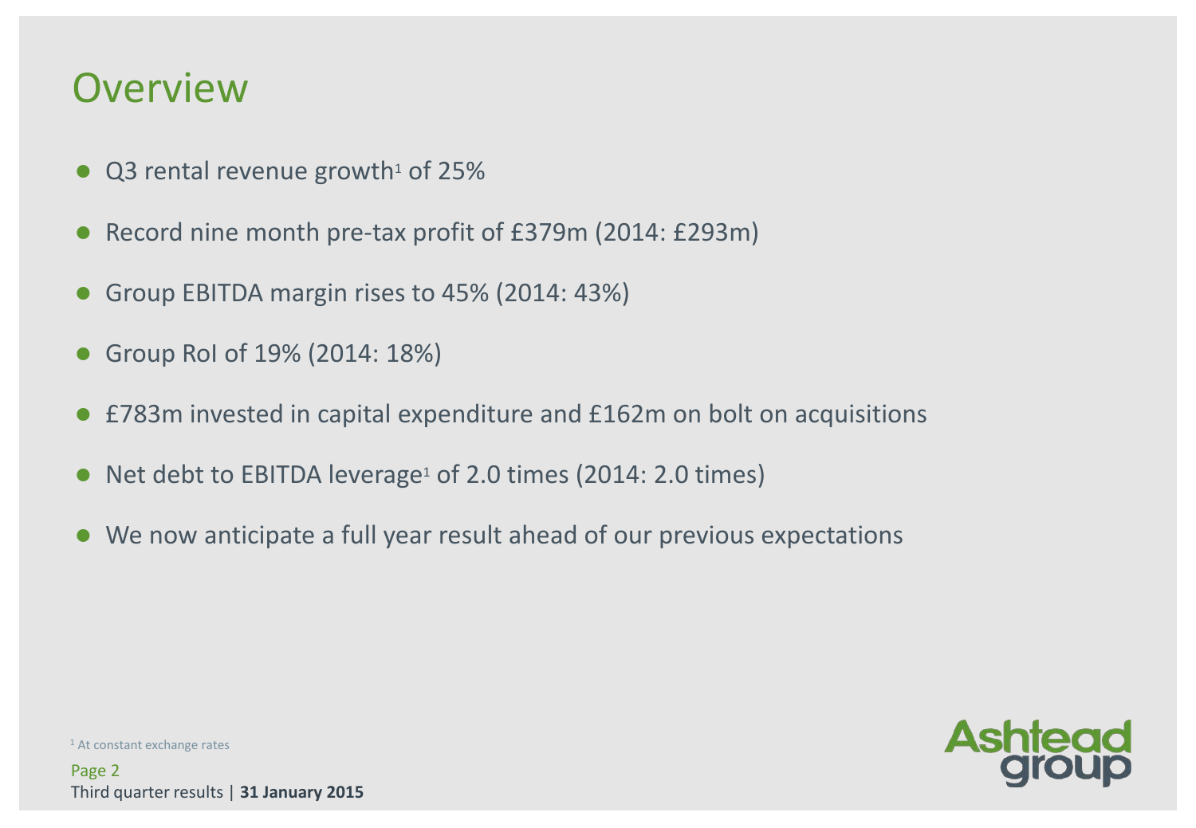# Overview

- Q3 rental revenue growth[1] of 25%
- Record nine month pre-tax profit of £379m (2014: £293m)
- Group EBITDA margin rises to 45% (2014: 43%)
- Group RoI of 19% (2014: 18%)
- £783m invested in capital expenditure and £162m on bolt on acquisitions
- Net debt to EBITDA leverage[1] of 2.0 times (2014: 2.0 times)
- We now anticipate a full year result ahead of our previous expectations

[1] At constant exchange rates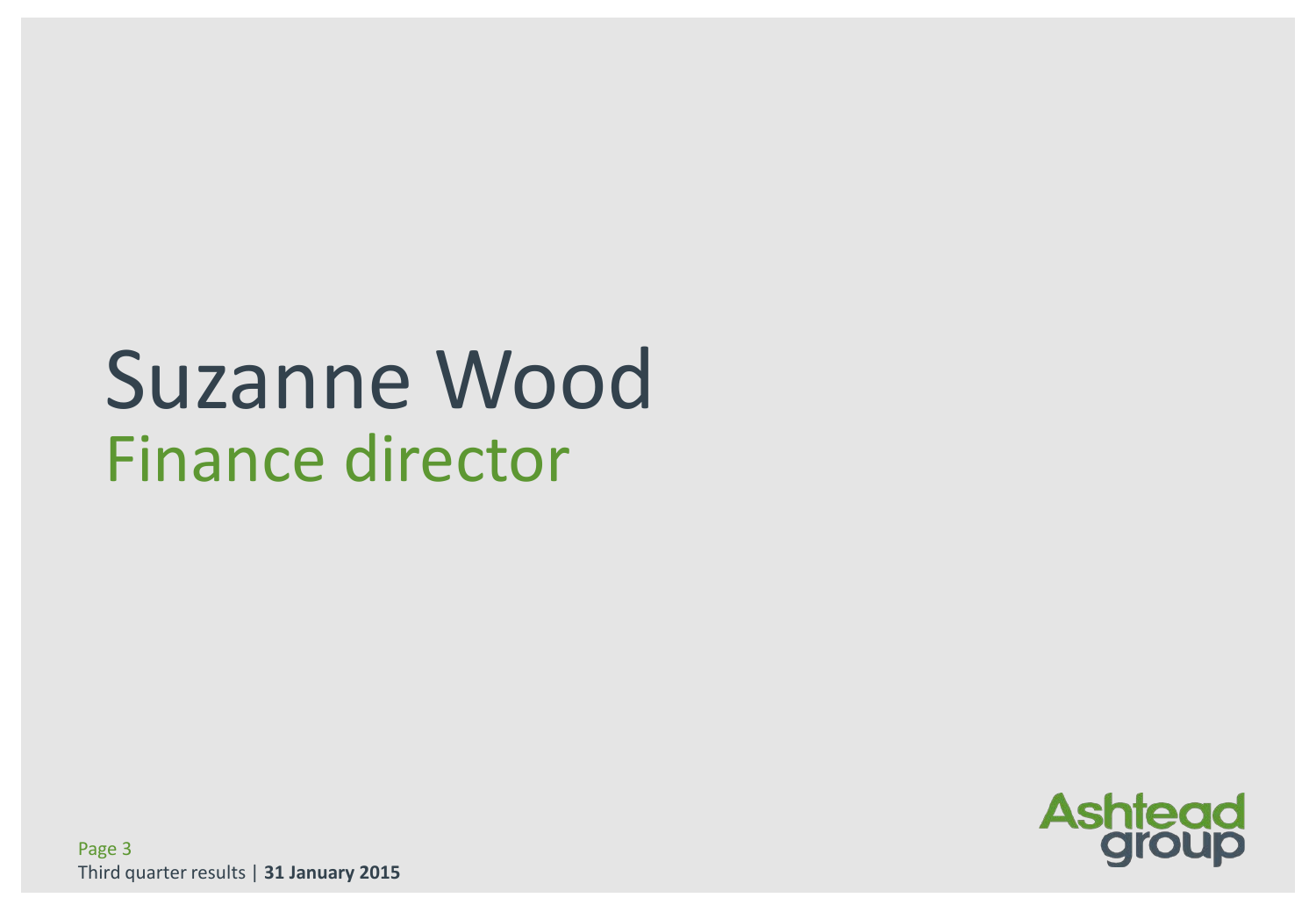# Suzanne Wood

## Finance director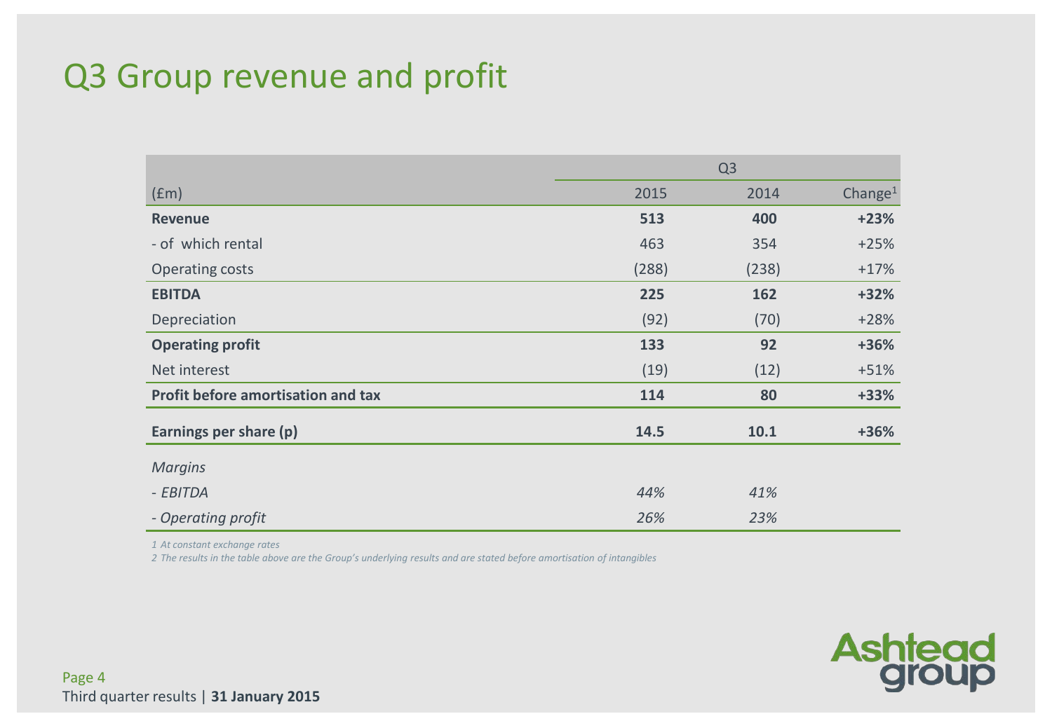# Q3 Group revenue and profit

| | Q3 | | |
|---|---|---|---|
| (£m) | 2015 | 2014 | Change[1] |
| **Revenue** | **513** | **400** | **+23%** |
| - of which rental | 463 | 354 | +25% |
| Operating costs | (288) | (238) | +17% |
| **EBITDA** | **225** | **162** | **+32%** |
| Depreciation | (92) | (70) | +28% |
| **Operating profit** | **133** | **92** | **+36%** |
| Net interest | (19) | (12) | +51% |
| **Profit before amortisation and tax** | **114** | **80** | **+33%** |
| **Earnings per share (p)** | **14.5** | **10.1** | **+36%** |
| *Margins* | | | |
| *- EBITDA* | *44%* | *41%* | |
| *- Operating profit* | *26%* | *23%* | |

*1 At constant exchange rates*

*2 The results in the table above are the Group's underlying results and are stated before amortisation of intangibles*

Third quarter results | **31 January 2015**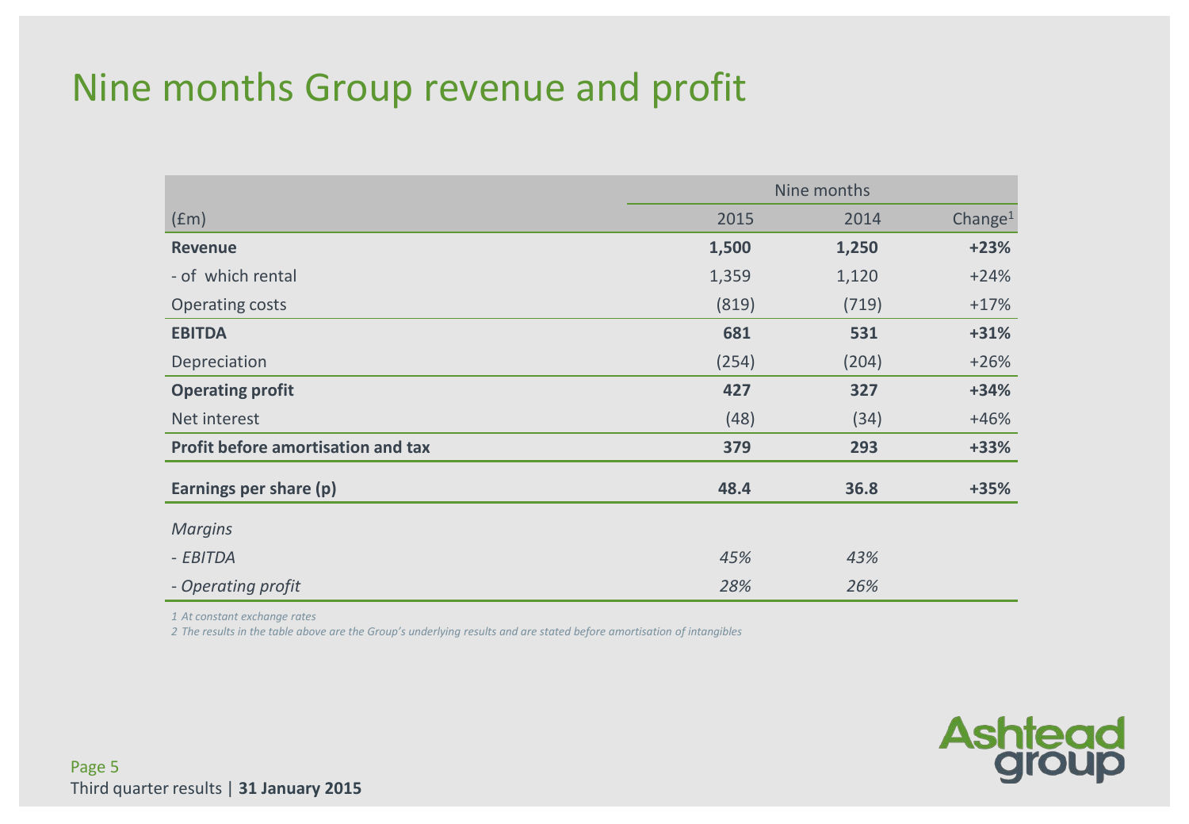# Nine months Group revenue and profit

| | Nine months | | |
|---|---|---|---|
| (£m) | 2015 | 2014 | Change[1] |
| **Revenue** | **1,500** | **1,250** | **+23%** |
| - of which rental | 1,359 | 1,120 | +24% |
| Operating costs | (819) | (719) | +17% |
| **EBITDA** | **681** | **531** | **+31%** |
| Depreciation | (254) | (204) | +26% |
| **Operating profit** | **427** | **327** | **+34%** |
| Net interest | (48) | (34) | +46% |
| **Profit before amortisation and tax** | **379** | **293** | **+33%** |
| **Earnings per share (p)** | **48.4** | **36.8** | **+35%** |
| *Margins* | | | |
| *- EBITDA* | *45%* | *43%* | |
| *- Operating profit* | *28%* | *26%* | |

*1 At constant exchange rates*

*2 The results in the table above are the Group's underlying results and are stated before amortisation of intangibles*

Third quarter results | **31 January 2015**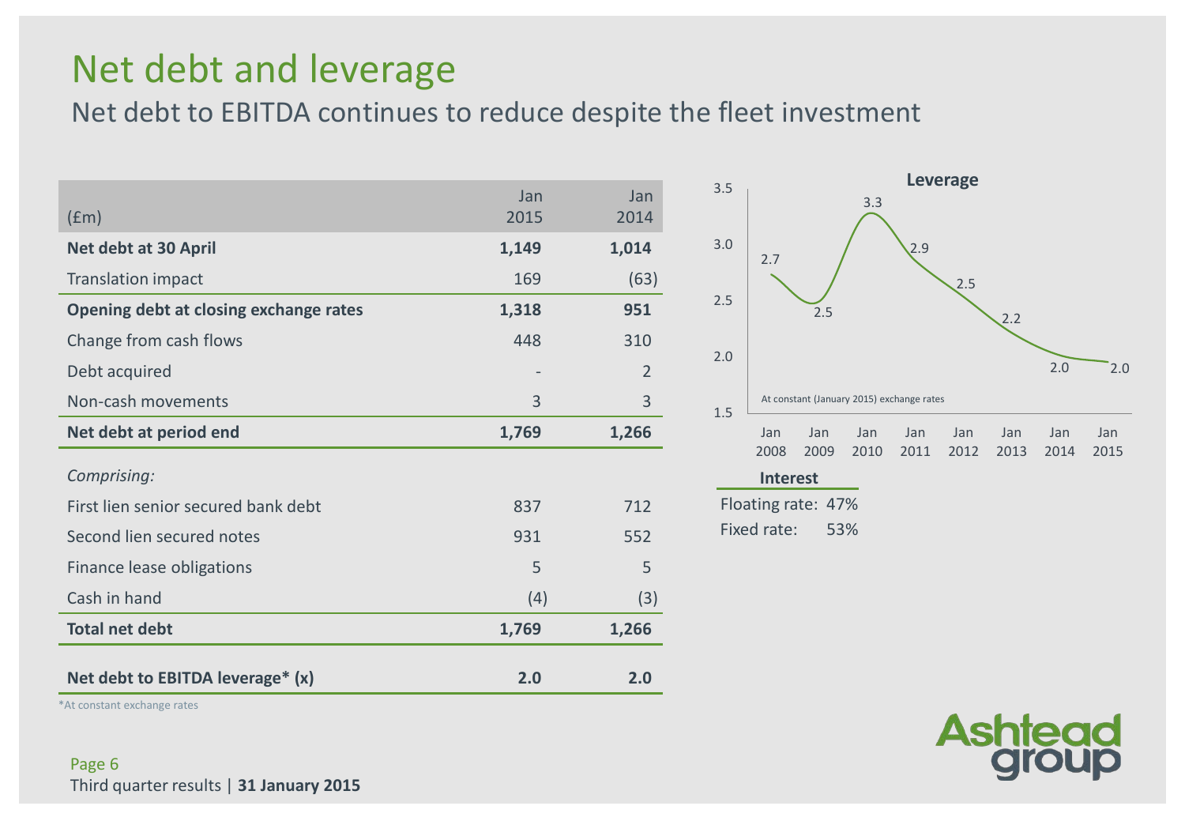# Net debt and leverage

## Net debt to EBITDA continues to reduce despite the fleet investment

| (£m) | Jan 2015 | Jan 2014 |
|---|---|---|
| **Net debt at 30 April** | **1,149** | **1,014** |
| Translation impact | 169 | (63) |
| **Opening debt at closing exchange rates** | **1,318** | **951** |
| Change from cash flows | 448 | 310 |
| Debt acquired | - | 2 |
| Non-cash movements | 3 | 3 |
| **Net debt at period end** | **1,769** | **1,266** |
| *Comprising:* | | |
| First lien senior secured bank debt | 837 | 712 |
| Second lien secured notes | 931 | 552 |
| Finance lease obligations | 5 | 5 |
| Cash in hand | (4) | (3) |
| **Total net debt** | **1,769** | **1,266** |
| **Net debt to EBITDA leverage* (x)** | **2.0** | **2.0** |

*At constant exchange rates

**Leverage**

| | Jan 2008 | Jan 2009 | Jan 2010 | Jan 2011 | Jan 2012 | Jan 2013 | Jan 2014 | Jan 2015 |
|---|---|---|---|---|---|---|---|---|
| Leverage | 2.7 | 2.5 | 3.3 | 2.9 | 2.5 | 2.2 | 2.0 | 2.0 |

At constant (January 2015) exchange rates

**Interest**

Floating rate: 47%

Fixed rate: 53%

Third quarter results | **31 January 2015**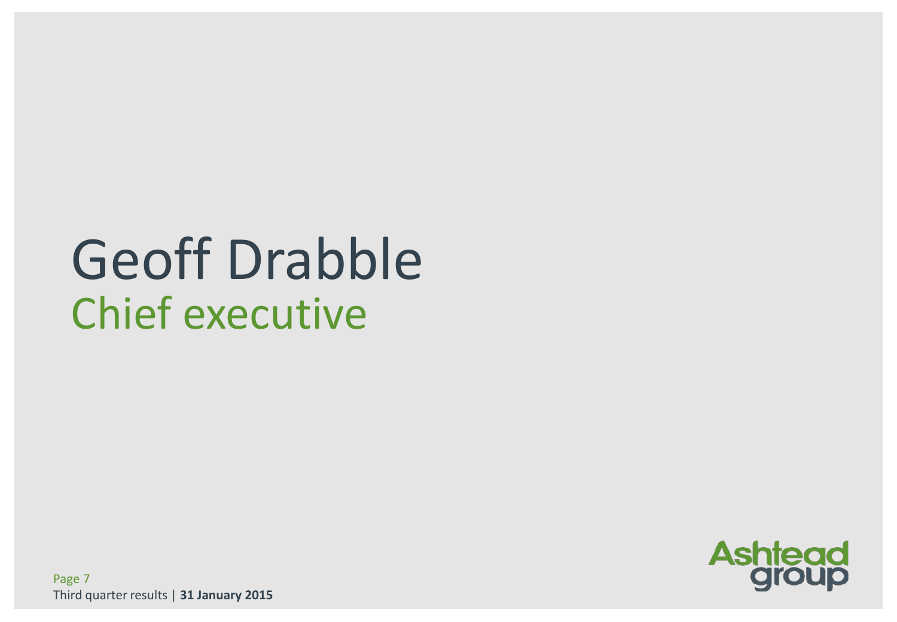# Geoff Drabble

## Chief executive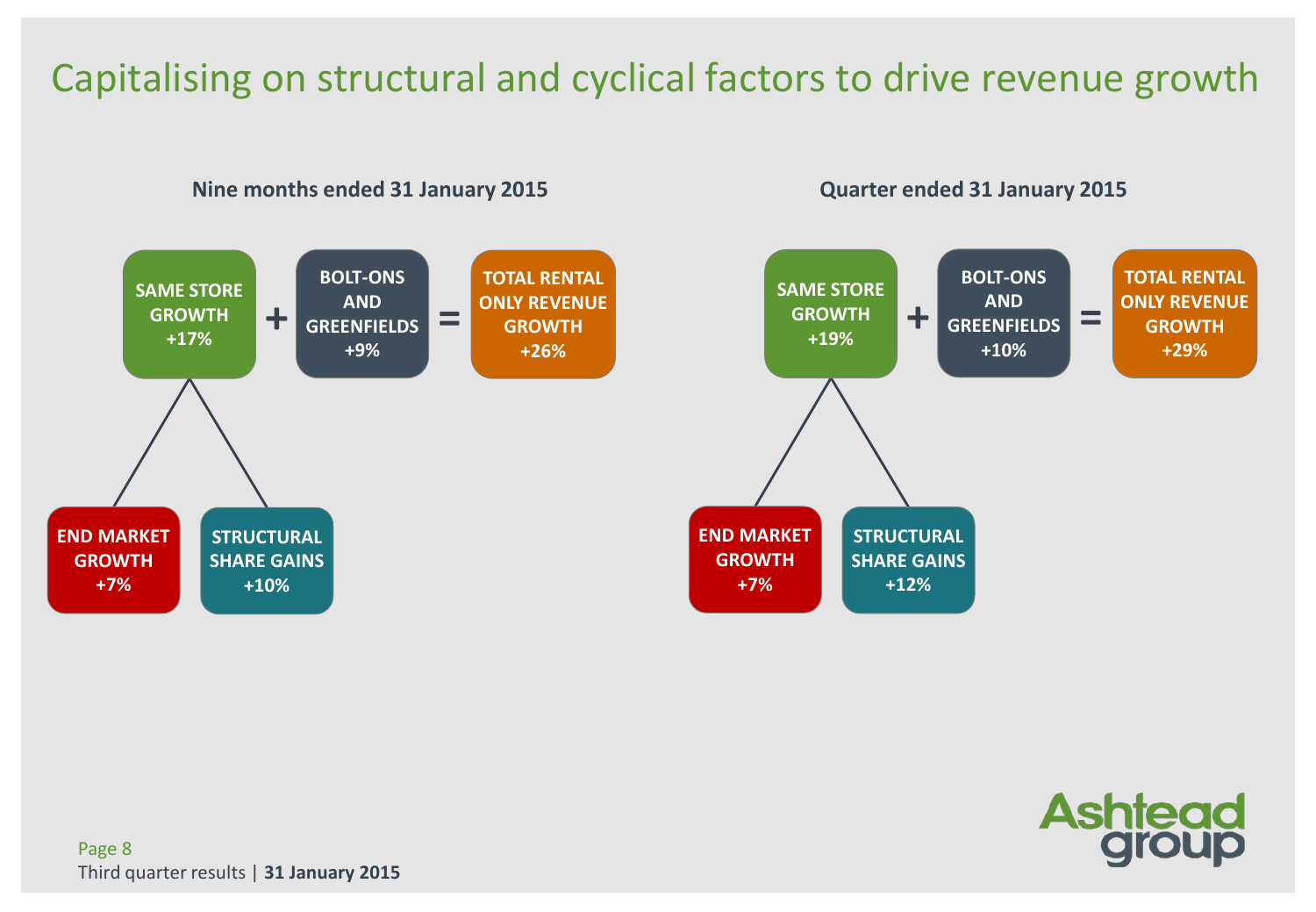# Capitalising on structural and cyclical factors to drive revenue growth

## Nine months ended 31 January 2015

**SAME STORE GROWTH +17%** + **BOLT-ONS AND GREENFIELDS +9%** = **TOTAL RENTAL ONLY REVENUE GROWTH +26%**

Same store growth comprises:

- **END MARKET GROWTH +7%**
- **STRUCTURAL SHARE GAINS +10%**

## Quarter ended 31 January 2015

**SAME STORE GROWTH +19%** + **BOLT-ONS AND GREENFIELDS +10%** = **TOTAL RENTAL ONLY REVENUE GROWTH +29%**

Same store growth comprises:

- **END MARKET GROWTH +7%**
- **STRUCTURAL SHARE GAINS +12%**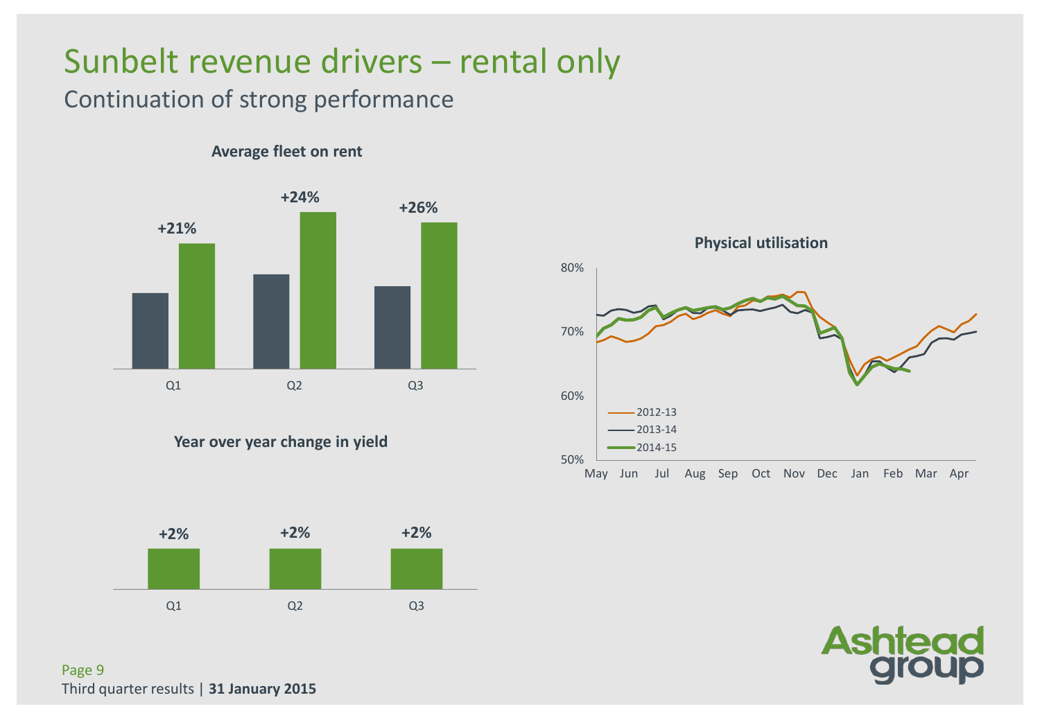# Sunbelt revenue drivers – rental only

## Continuation of strong performance

**Average fleet on rent**

| | Q1 | Q2 | Q3 |
|---|---|---|---|
| Change | +21% | +24% | +26% |

**Year over year change in yield**

| | Q1 | Q2 | Q3 |
|---|---|---|---|
| Change | +2% | +2% | +2% |

**Physical utilisation**

80%
70%
60%
50%

May Jun Jul Aug Sep Oct Nov Dec Jan Feb Mar Apr

- 2012-13
- 2013-14
- 2014-15

Third quarter results | **31 January 2015**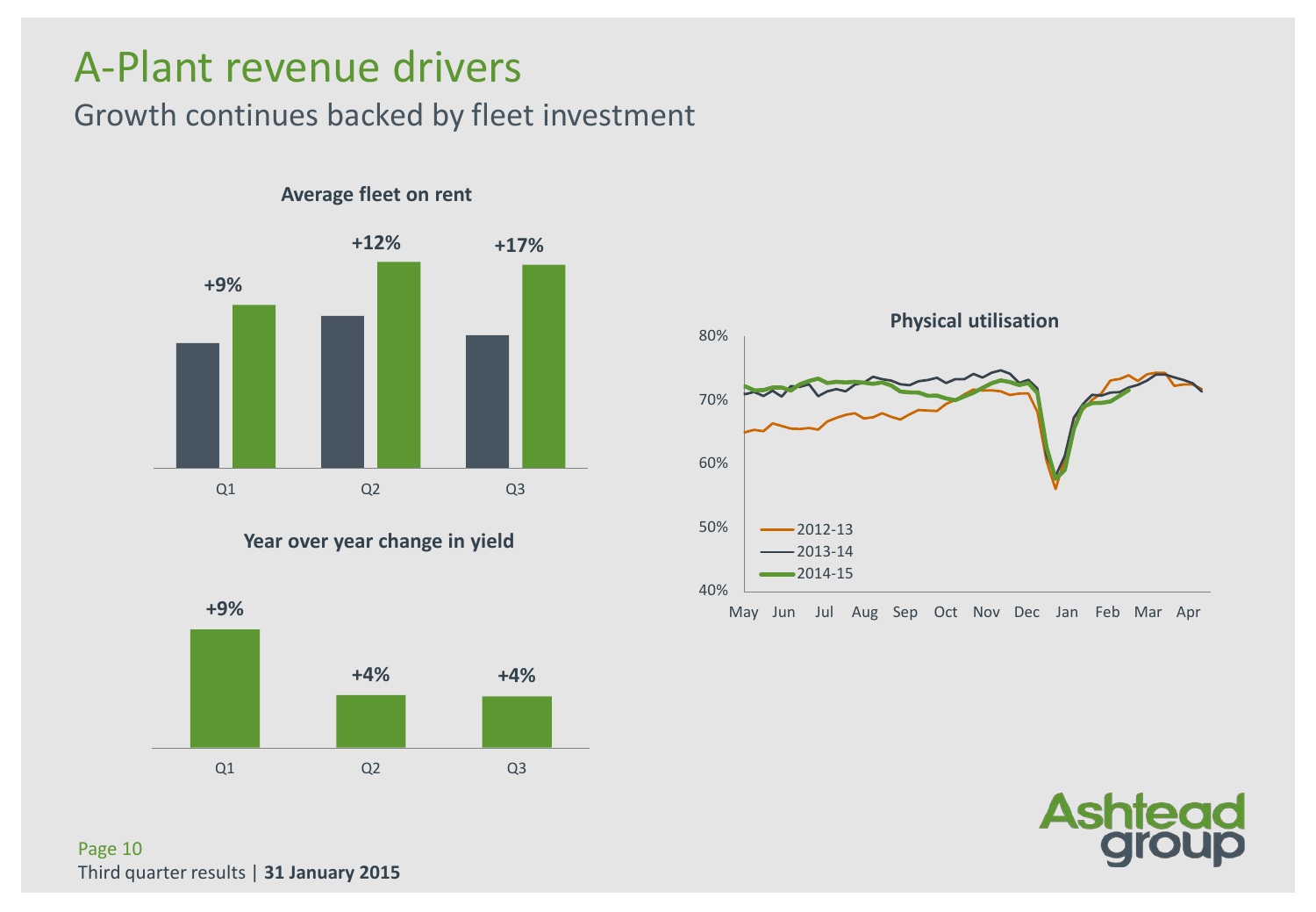# A-Plant revenue drivers

## Growth continues backed by fleet investment

**Average fleet on rent**

| | Q1 | Q2 | Q3 |
|---|---|---|---|
| Growth | +9% | +12% | +17% |

**Year over year change in yield**

| | Q1 | Q2 | Q3 |
|---|---|---|---|
| Change | +9% | +4% | +4% |

**Physical utilisation**

80%
70%
60%
50%
40%

May Jun Jul Aug Sep Oct Nov Dec Jan Feb Mar Apr

- 2012-13
- 2013-14
- 2014-15

Third quarter results | **31 January 2015**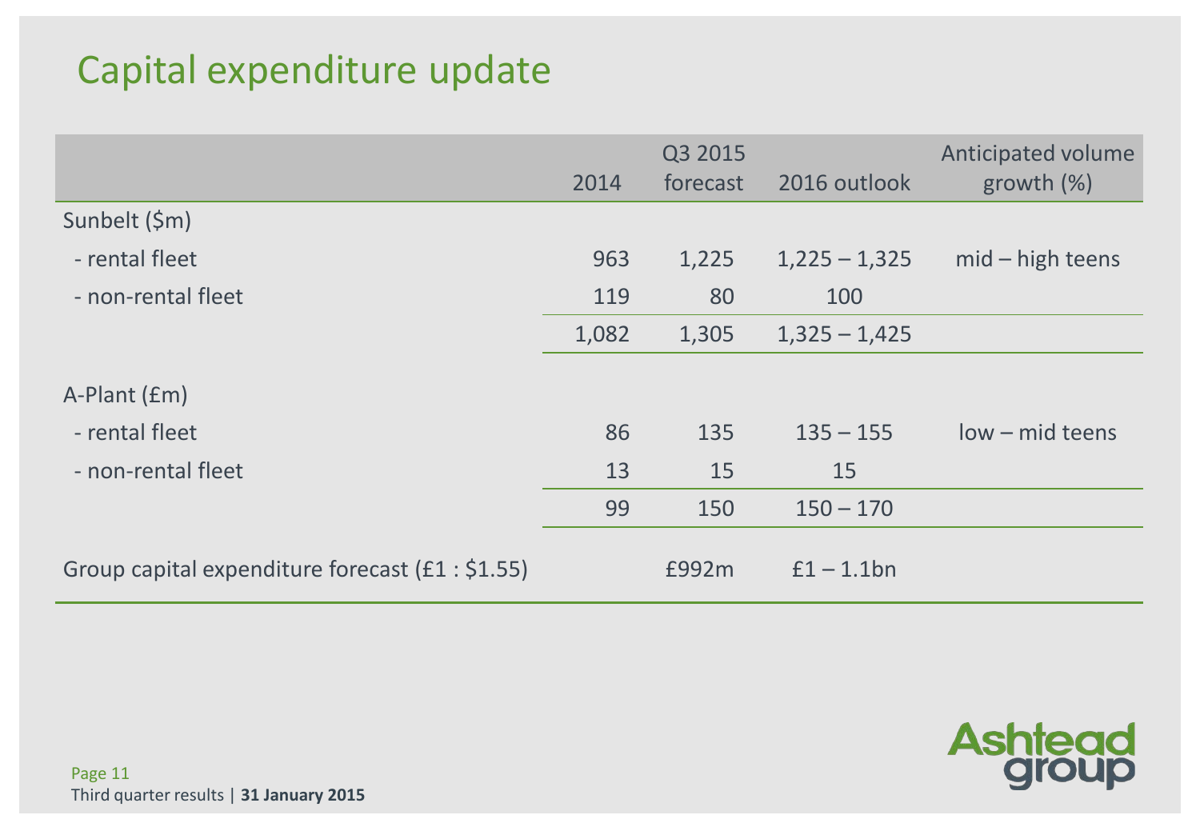# Capital expenditure update

| | 2014 | Q3 2015 forecast | 2016 outlook | Anticipated volume growth (%) |
|---|---|---|---|---|
| Sunbelt ($m) | | | | |
| - rental fleet | 963 | 1,225 | 1,225 – 1,325 | mid – high teens |
| - non-rental fleet | 119 | 80 | 100 | |
| | 1,082 | 1,305 | 1,325 – 1,425 | |
| A-Plant (£m) | | | | |
| - rental fleet | 86 | 135 | 135 – 155 | low – mid teens |
| - non-rental fleet | 13 | 15 | 15 | |
| | 99 | 150 | 150 – 170 | |
| Group capital expenditure forecast (£1 : $1.55) | | £992m | £1 – 1.1bn | |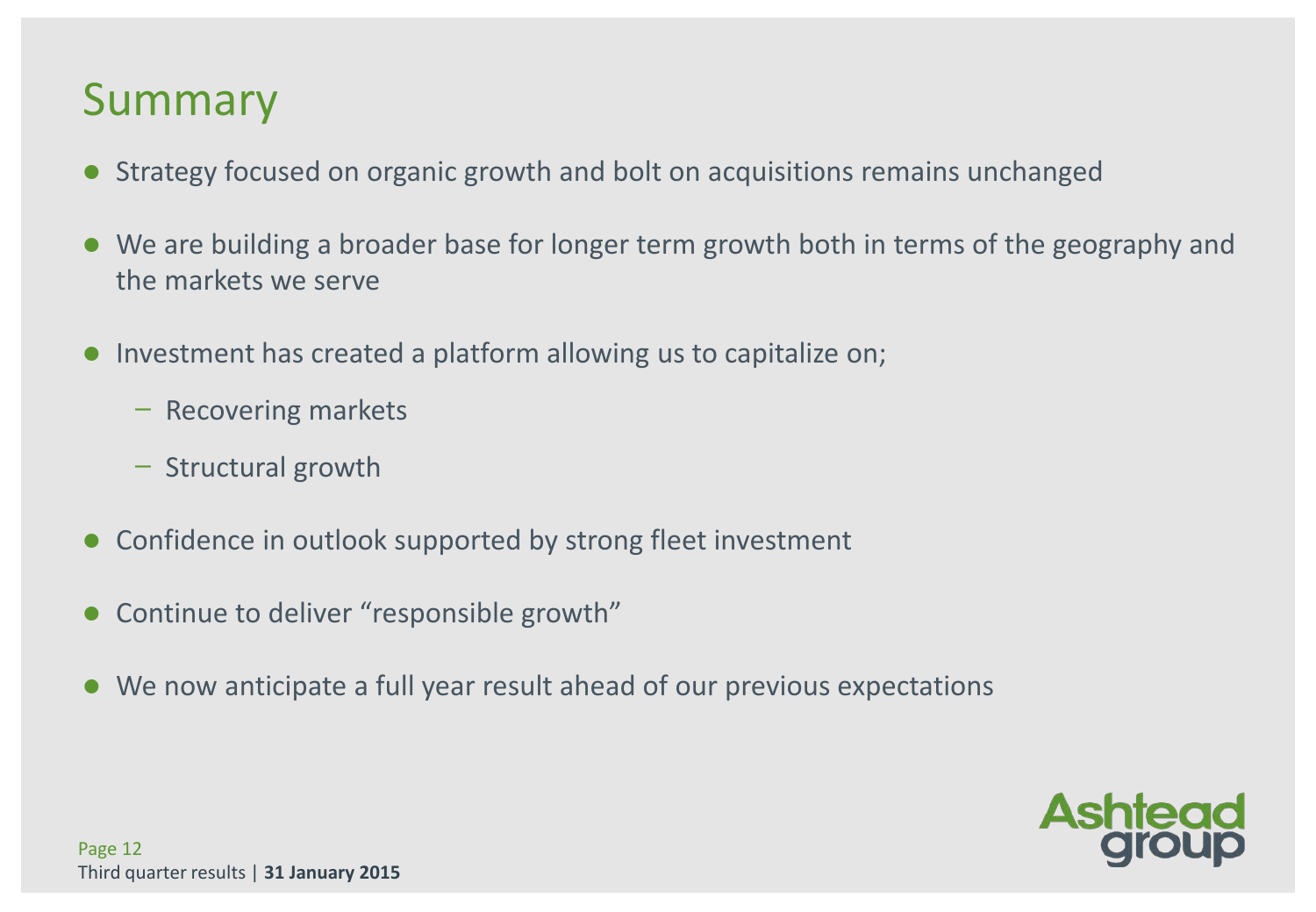# Summary

- Strategy focused on organic growth and bolt on acquisitions remains unchanged
- We are building a broader base for longer term growth both in terms of the geography and the markets we serve
- Investment has created a platform allowing us to capitalize on;
  - Recovering markets
  - Structural growth
- Confidence in outlook supported by strong fleet investment
- Continue to deliver "responsible growth"
- We now anticipate a full year result ahead of our previous expectations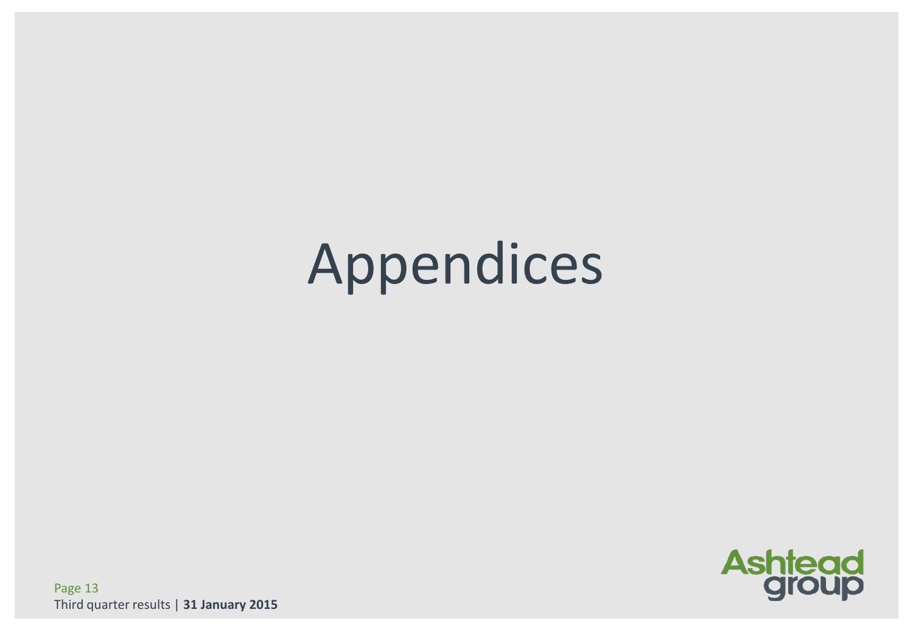# Appendices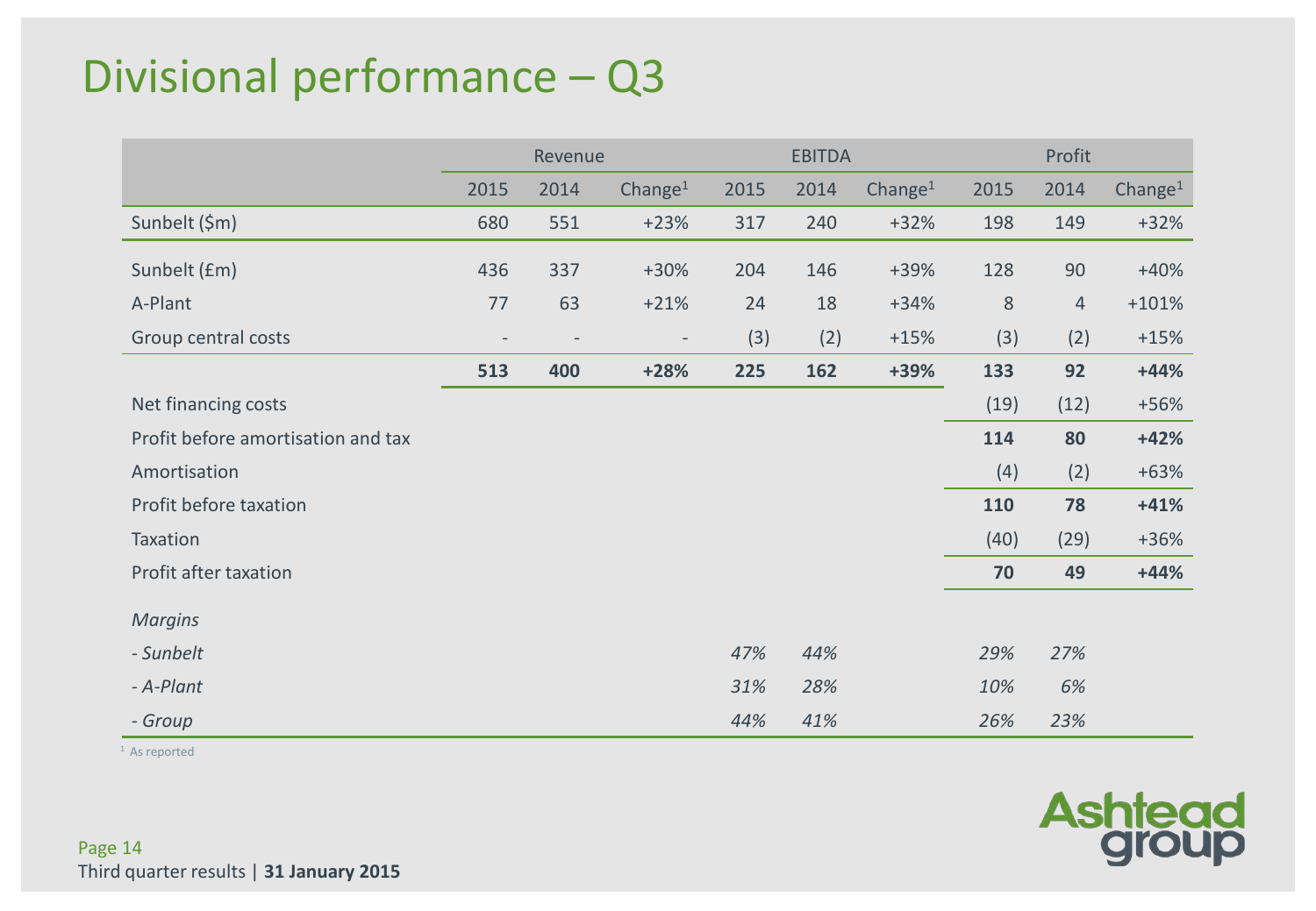# Divisional performance – Q3

| | Revenue | | | EBITDA | | | Profit | | |
|---|---|---|---|---|---|---|---|---|---|
| | 2015 | 2014 | Change[1] | 2015 | 2014 | Change[1] | 2015 | 2014 | Change[1] |
| Sunbelt ($m) | 680 | 551 | +23% | 317 | 240 | +32% | 198 | 149 | +32% |
| Sunbelt (£m) | 436 | 337 | +30% | 204 | 146 | +39% | 128 | 90 | +40% |
| A-Plant | 77 | 63 | +21% | 24 | 18 | +34% | 8 | 4 | +101% |
| Group central costs | - | - | - | (3) | (2) | +15% | (3) | (2) | +15% |
| | **513** | **400** | **+28%** | **225** | **162** | **+39%** | **133** | **92** | **+44%** |
| Net financing costs | | | | | | | (19) | (12) | +56% |
| Profit before amortisation and tax | | | | | | | **114** | **80** | **+42%** |
| Amortisation | | | | | | | (4) | (2) | +63% |
| Profit before taxation | | | | | | | **110** | **78** | **+41%** |
| Taxation | | | | | | | (40) | (29) | +36% |
| Profit after taxation | | | | | | | **70** | **49** | **+44%** |
| *Margins* | | | | | | | | | |
| *- Sunbelt* | | | | *47%* | *44%* | | *29%* | *27%* | |
| *- A-Plant* | | | | *31%* | *28%* | | *10%* | *6%* | |
| *- Group* | | | | *44%* | *41%* | | *26%* | *23%* | |

[1] As reported

Third quarter results | **31 January 2015**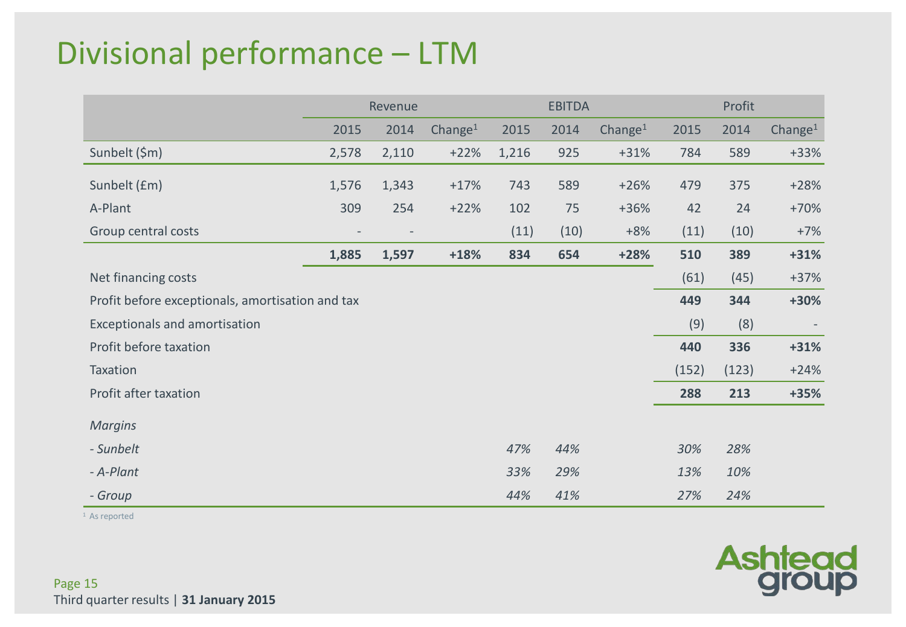# Divisional performance – LTM

| | Revenue | | | EBITDA | | | Profit | | |
|---|---|---|---|---|---|---|---|---|---|
| | 2015 | 2014 | Change[1] | 2015 | 2014 | Change[1] | 2015 | 2014 | Change[1] |
| Sunbelt ($m) | 2,578 | 2,110 | +22% | 1,216 | 925 | +31% | 784 | 589 | +33% |
| Sunbelt (£m) | 1,576 | 1,343 | +17% | 743 | 589 | +26% | 479 | 375 | +28% |
| A-Plant | 309 | 254 | +22% | 102 | 75 | +36% | 42 | 24 | +70% |
| Group central costs | - | - | | (11) | (10) | +8% | (11) | (10) | +7% |
| | **1,885** | **1,597** | **+18%** | **834** | **654** | **+28%** | **510** | **389** | **+31%** |
| Net financing costs | | | | | | | (61) | (45) | +37% |
| Profit before exceptionals, amortisation and tax | | | | | | | **449** | **344** | **+30%** |
| Exceptionals and amortisation | | | | | | | (9) | (8) | - |
| Profit before taxation | | | | | | | **440** | **336** | **+31%** |
| Taxation | | | | | | | (152) | (123) | +24% |
| Profit after taxation | | | | | | | **288** | **213** | **+35%** |
| *Margins* | | | | | | | | | |
| *- Sunbelt* | | | | *47%* | *44%* | | *30%* | *28%* | |
| *- A-Plant* | | | | *33%* | *29%* | | *13%* | *10%* | |
| *- Group* | | | | *44%* | *41%* | | *27%* | *24%* | |

[1] As reported

Third quarter results | **31 January 2015**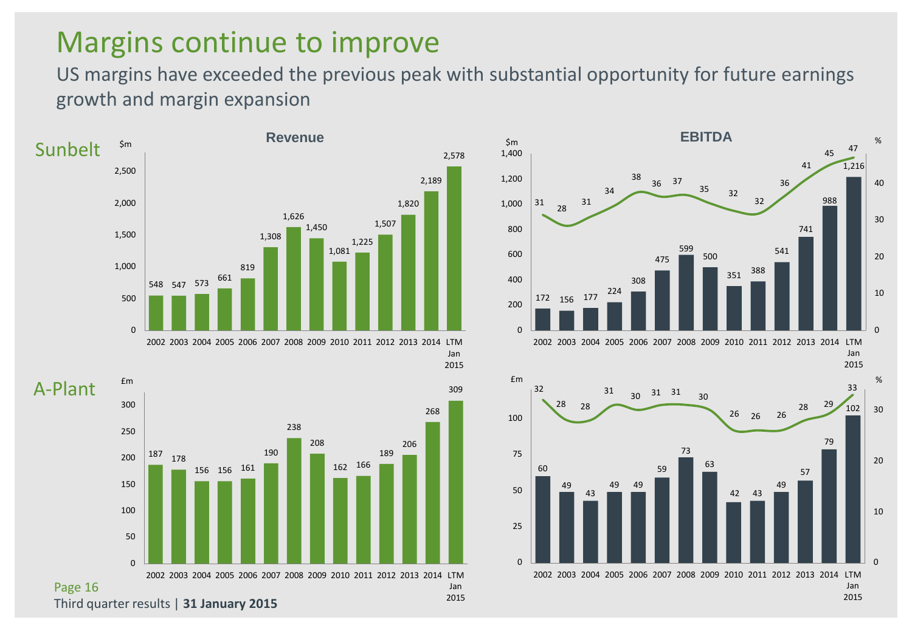# Margins continue to improve

US margins have exceeded the previous peak with substantial opportunity for future earnings growth and margin expansion

## Sunbelt

**Revenue** ($m)

| 2002 | 2003 | 2004 | 2005 | 2006 | 2007 | 2008 | 2009 | 2010 | 2011 | 2012 | 2013 | 2014 | LTM Jan 2015 |
|---|---|---|---|---|---|---|---|---|---|---|---|---|---|
| 548 | 547 | 573 | 661 | 819 | 1,308 | 1,626 | 1,450 | 1,081 | 1,225 | 1,507 | 1,820 | 2,189 | 2,578 |

**EBITDA** ($m, %)

| | 2002 | 2003 | 2004 | 2005 | 2006 | 2007 | 2008 | 2009 | 2010 | 2011 | 2012 | 2013 | 2014 | LTM Jan 2015 |
|---|---|---|---|---|---|---|---|---|---|---|---|---|---|---|
| EBITDA ($m) | 172 | 156 | 177 | 224 | 308 | 475 | 599 | 500 | 351 | 388 | 541 | 741 | 988 | 1,216 |
| Margin (%) | 31 | 28 | 31 | 34 | 38 | 36 | 37 | 35 | 32 | 32 | 36 | 41 | 45 | 47 |

## A-Plant

**Revenue** (£m)

| 2002 | 2003 | 2004 | 2005 | 2006 | 2007 | 2008 | 2009 | 2010 | 2011 | 2012 | 2013 | 2014 | LTM Jan 2015 |
|---|---|---|---|---|---|---|---|---|---|---|---|---|---|
| 187 | 178 | 156 | 156 | 161 | 190 | 238 | 208 | 162 | 166 | 189 | 206 | 268 | 309 |

**EBITDA** (£m, %)

| | 2002 | 2003 | 2004 | 2005 | 2006 | 2007 | 2008 | 2009 | 2010 | 2011 | 2012 | 2013 | 2014 | LTM Jan 2015 |
|---|---|---|---|---|---|---|---|---|---|---|---|---|---|---|
| EBITDA (£m) | 60 | 49 | 43 | 49 | 49 | 59 | 73 | 63 | 42 | 43 | 49 | 57 | 79 | 102 |
| Margin (%) | 32 | 28 | 28 | 31 | 30 | 31 | 31 | 30 | 26 | 26 | 26 | 28 | 29 | 33 |

Third quarter results | **31 January 2015**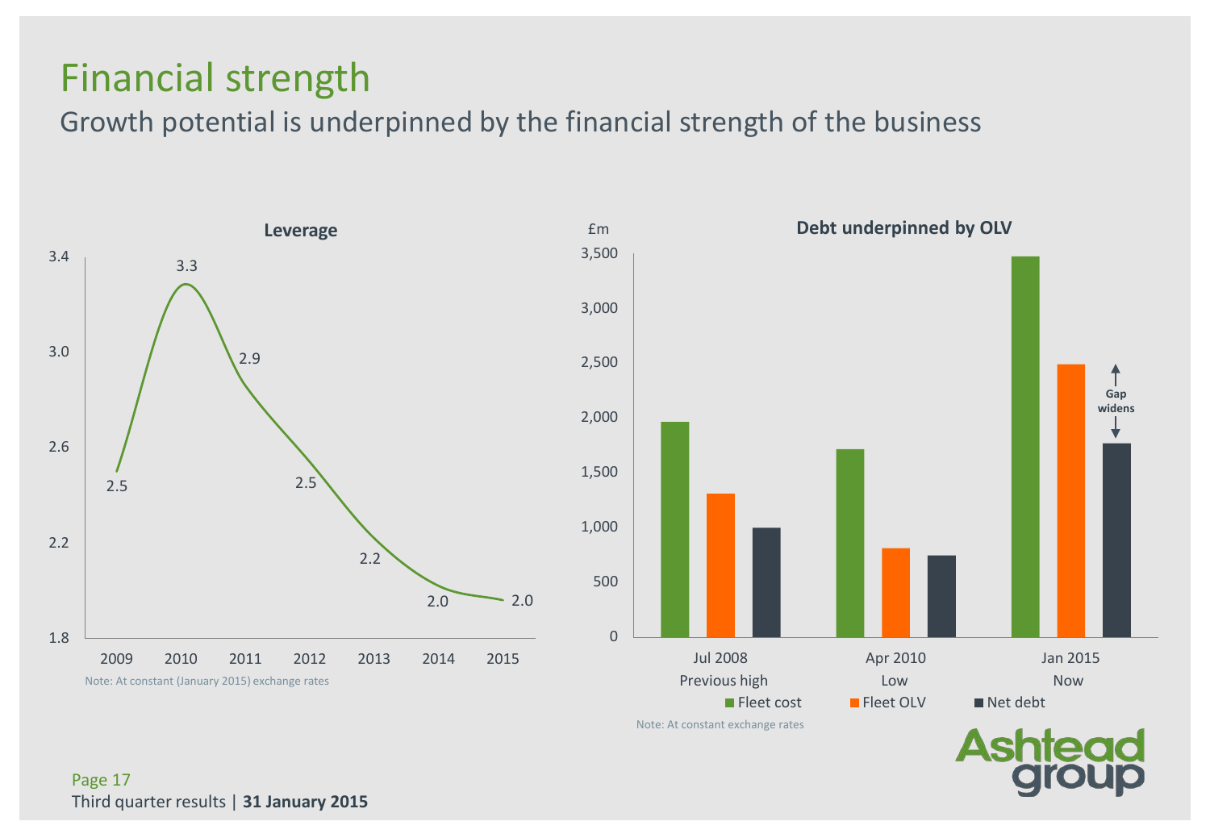# Financial strength

## Growth potential is underpinned by the financial strength of the business

**Leverage**

| Year | Leverage |
|---|---|
| 2009 | 2.5 |
| 2010 | 3.3 |
| 2011 | 2.9 |
| 2012 | 2.5 |
| 2013 | 2.2 |
| 2014 | 2.0 |
| 2015 | 2.0 |

Note: At constant (January 2015) exchange rates

**Debt underpinned by OLV**

£m

| | Jul 2008 Previous high | Apr 2010 Low | Jan 2015 Now |
|---|---|---|---|
| Fleet cost | | | |
| Fleet OLV | | | |
| Net debt | | | |

Gap widens

Note: At constant exchange rates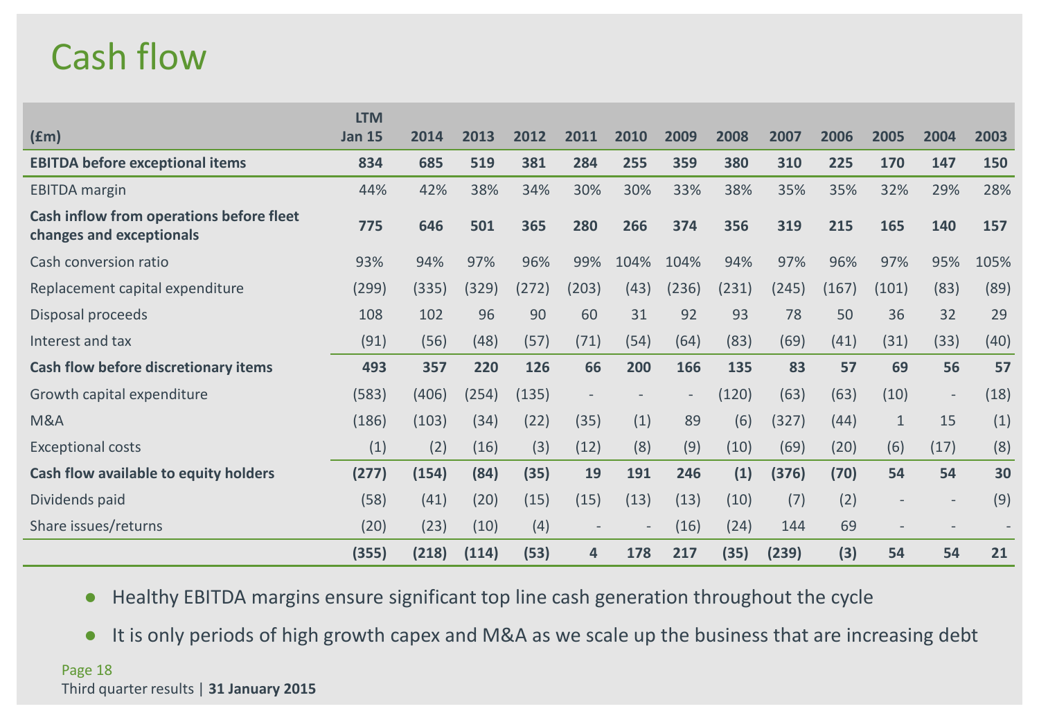# Cash flow

| (£m) | LTM Jan 15 | 2014 | 2013 | 2012 | 2011 | 2010 | 2009 | 2008 | 2007 | 2006 | 2005 | 2004 | 2003 |
|---|---|---|---|---|---|---|---|---|---|---|---|---|---|
| **EBITDA before exceptional items** | **834** | **685** | **519** | **381** | **284** | **255** | **359** | **380** | **310** | **225** | **170** | **147** | **150** |
| EBITDA margin | 44% | 42% | 38% | 34% | 30% | 30% | 33% | 38% | 35% | 35% | 32% | 29% | 28% |
| **Cash inflow from operations before fleet changes and exceptionals** | **775** | **646** | **501** | **365** | **280** | **266** | **374** | **356** | **319** | **215** | **165** | **140** | **157** |
| Cash conversion ratio | 93% | 94% | 97% | 96% | 99% | 104% | 104% | 94% | 97% | 96% | 97% | 95% | 105% |
| Replacement capital expenditure | (299) | (335) | (329) | (272) | (203) | (43) | (236) | (231) | (245) | (167) | (101) | (83) | (89) |
| Disposal proceeds | 108 | 102 | 96 | 90 | 60 | 31 | 92 | 93 | 78 | 50 | 36 | 32 | 29 |
| Interest and tax | (91) | (56) | (48) | (57) | (71) | (54) | (64) | (83) | (69) | (41) | (31) | (33) | (40) |
| **Cash flow before discretionary items** | **493** | **357** | **220** | **126** | **66** | **200** | **166** | **135** | **83** | **57** | **69** | **56** | **57** |
| Growth capital expenditure | (583) | (406) | (254) | (135) | - | - | - | (120) | (63) | (63) | (10) | - | (18) |
| M&A | (186) | (103) | (34) | (22) | (35) | (1) | 89 | (6) | (327) | (44) | 1 | 15 | (1) |
| Exceptional costs | (1) | (2) | (16) | (3) | (12) | (8) | (9) | (10) | (69) | (20) | (6) | (17) | (8) |
| **Cash flow available to equity holders** | **(277)** | **(154)** | **(84)** | **(35)** | **19** | **191** | **246** | **(1)** | **(376)** | **(70)** | **54** | **54** | **30** |
| Dividends paid | (58) | (41) | (20) | (15) | (15) | (13) | (13) | (10) | (7) | (2) | - | - | (9) |
| Share issues/returns | (20) | (23) | (10) | (4) | - | - | (16) | (24) | 144 | 69 | - | - | - |
| | **(355)** | **(218)** | **(114)** | **(53)** | **4** | **178** | **217** | **(35)** | **(239)** | **(3)** | **54** | **54** | **21** |

- Healthy EBITDA margins ensure significant top line cash generation throughout the cycle
- It is only periods of high growth capex and M&A as we scale up the business that are increasing debt

Third quarter results | **31 January 2015**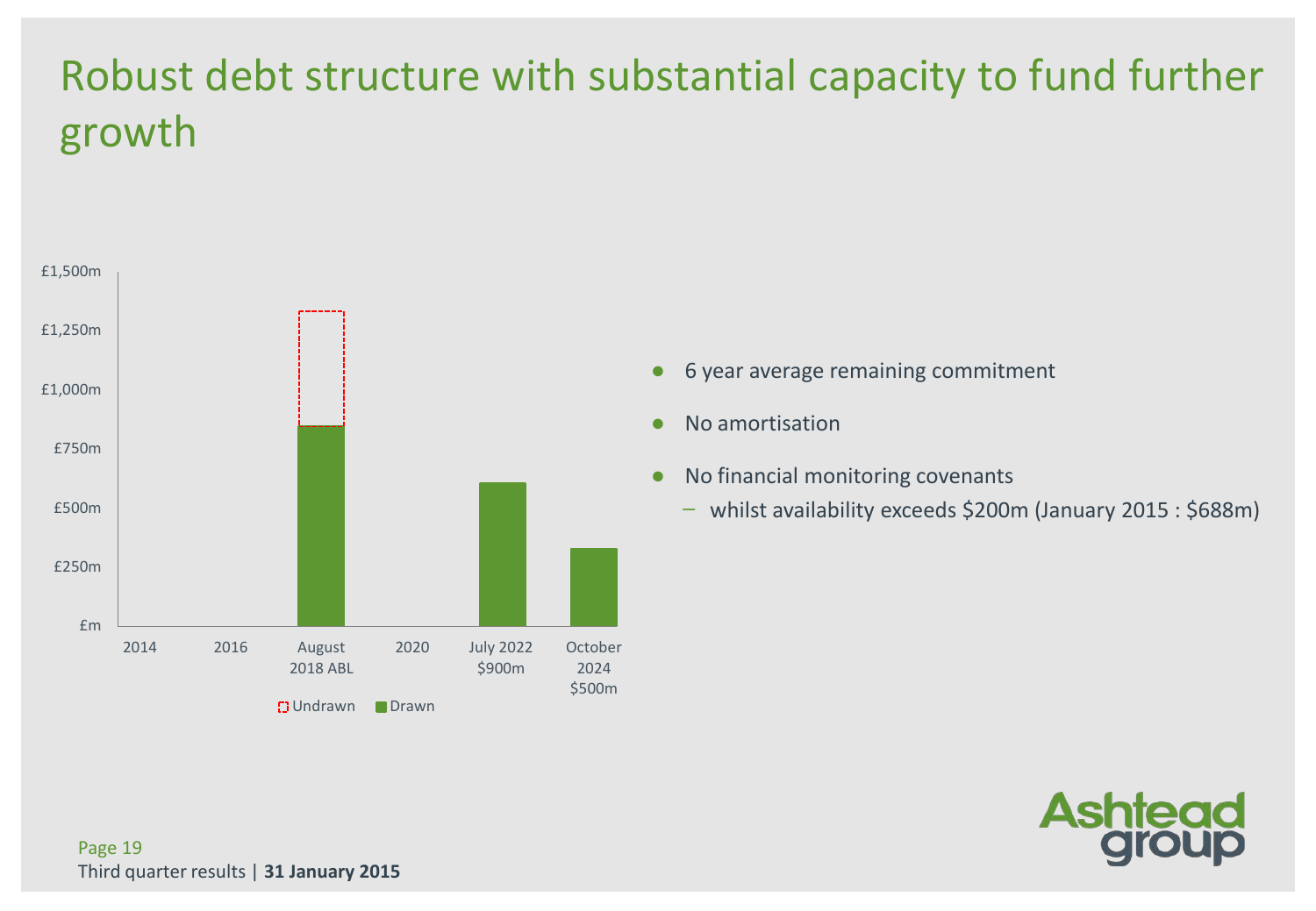# Robust debt structure with substantial capacity to fund further growth

| | 2014 | 2016 | August 2018 ABL | 2020 | July 2022 $900m | October 2024 $500m |
|---|---|---|---|---|---|---|
| Drawn | | | ~£850m | | ~£600m | ~£330m |
| Undrawn | | | ~£480m | | | |

Axis: £m, £250m, £500m, £750m, £1,000m, £1,250m, £1,500m

- 6 year average remaining commitment
- No amortisation
- No financial monitoring covenants
  - whilst availability exceeds $200m (January 2015 : $688m)

Third quarter results | **31 January 2015**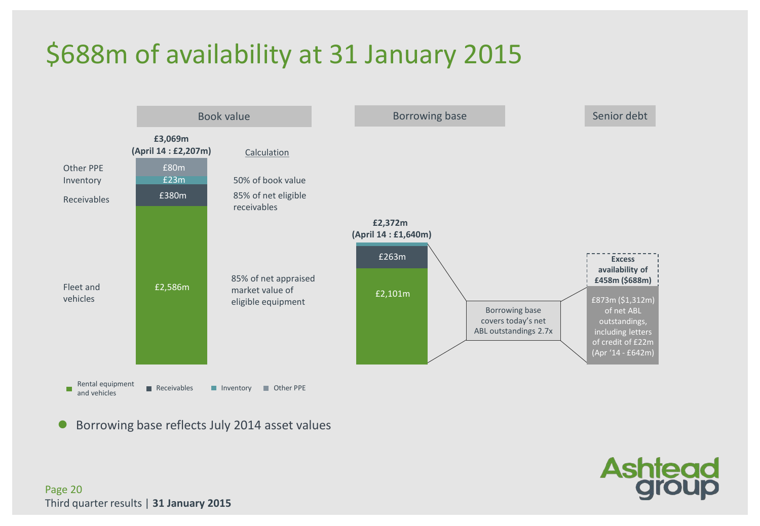# $688m of availability at 31 January 2015

| | Book value | Calculation | Borrowing base | Senior debt |
|---|---|---|---|---|
| **Total** | **£3,069m (April 14 : £2,207m)** | | **£2,372m (April 14 : £1,640m)** | |
| Other PPE | £80m | 50% of book value | | |
| Inventory | £23m | | | |
| Receivables | £380m | 85% of net eligible receivables | £263m | |
| Fleet and vehicles | £2,586m | 85% of net appraised market value of eligible equipment | £2,101m | |

Borrowing base covers today's net ABL outstandings 2.7x

£873m ($1,312m) of net ABL outstandings, including letters of credit of £22m (Apr '14 - £642m)

**Excess availability of £458m ($688m)**

Legend: Rental equipment and vehicles; Receivables; Inventory; Other PPE

- Borrowing base reflects July 2014 asset values

Third quarter results | **31 January 2015**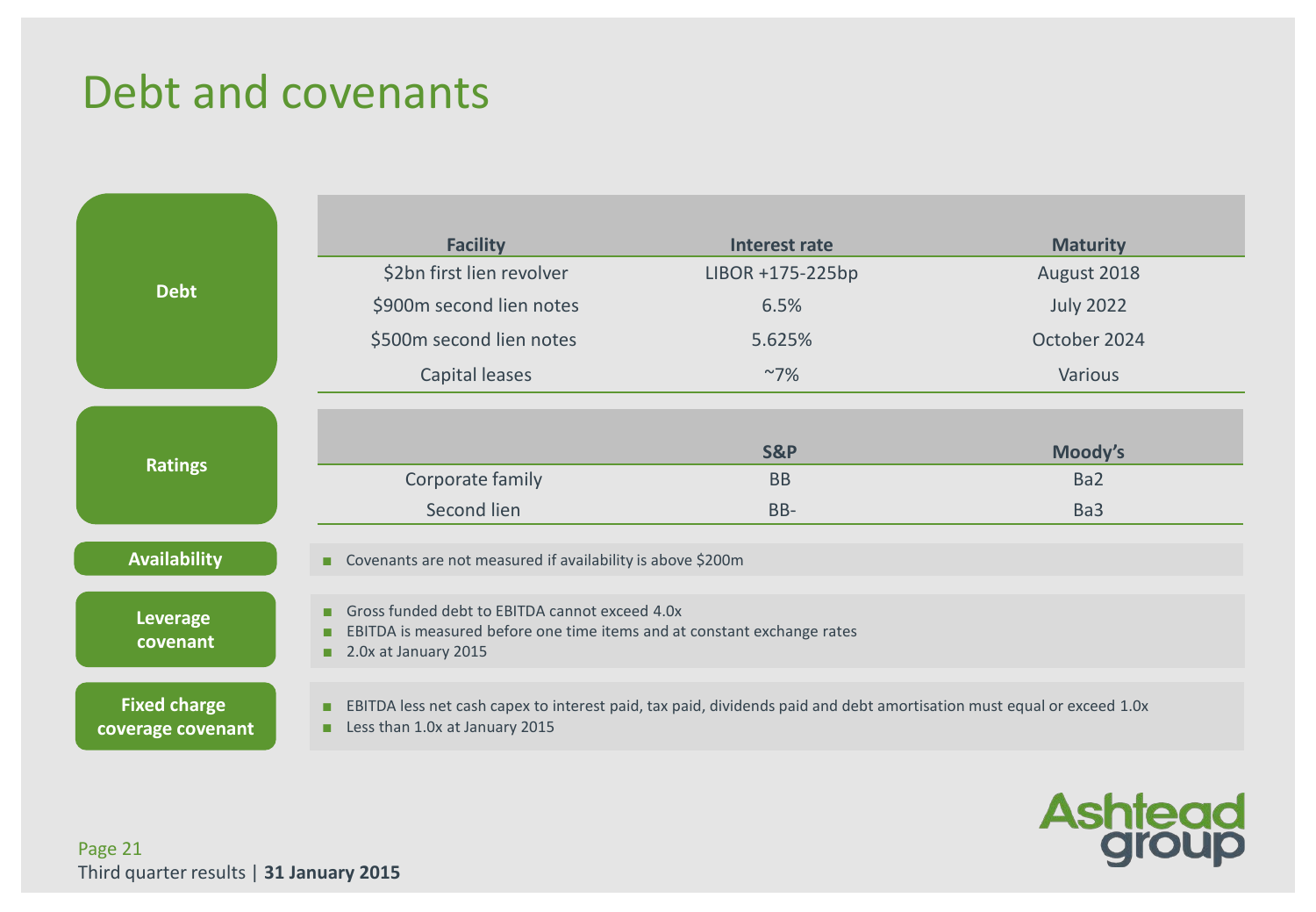# Debt and covenants

**Debt**

| Facility | Interest rate | Maturity |
|---|---|---|
| $2bn first lien revolver | LIBOR +175-225bp | August 2018 |
| $900m second lien notes | 6.5% | July 2022 |
| $500m second lien notes | 5.625% | October 2024 |
| Capital leases | ~7% | Various |

**Ratings**

| | S&P | Moody's |
|---|---|---|
| Corporate family | BB | Ba2 |
| Second lien | BB- | Ba3 |

**Availability**

- Covenants are not measured if availability is above $200m

**Leverage covenant**

- Gross funded debt to EBITDA cannot exceed 4.0x
- EBITDA is measured before one time items and at constant exchange rates
- 2.0x at January 2015

**Fixed charge coverage covenant**

- EBITDA less net cash capex to interest paid, tax paid, dividends paid and debt amortisation must equal or exceed 1.0x
- Less than 1.0x at January 2015